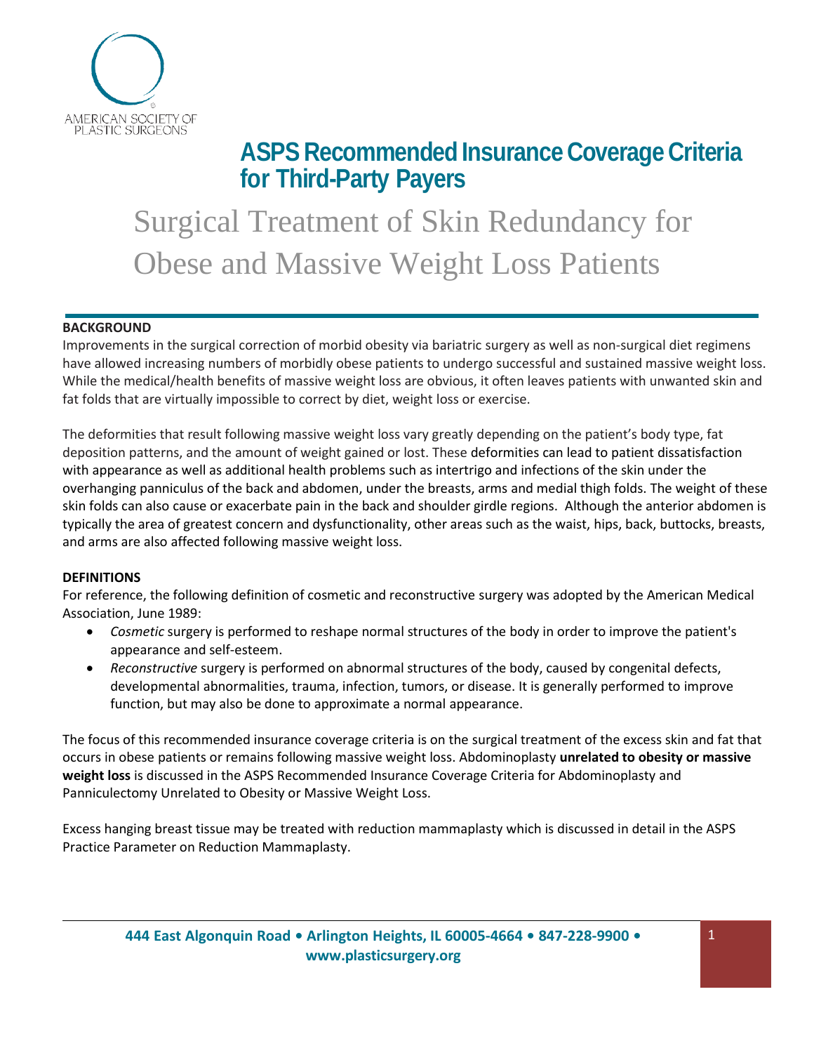AMERICAN SOCIETY OF PLASTIC SURGEONS

# ASPS Recommended Insurance Coverage Criteria for Third-Party Payers

# Surgical Treatment of Skin Redundancy for Obese and Massive Weight Loss Patients

**BACKGROUND**

Improvements in the surgical correction of morbid obesity via bariatric surgery as well as non-surgical diet regimens have allowed increasing numbers of morbidly obese patients to undergo successful and sustained massive weight loss. While the medical/health benefits of massive weight loss are obvious, it often leaves patients with unwanted skin and fat folds that are virtually impossible to correct by diet, weight loss or exercise.

The deformities that result following massive weight loss vary greatly depending on the patient's body type, fat deposition patterns, and the amount of weight gained or lost. These deformities can lead to patient dissatisfaction with appearance as well as additional health problems such as intertrigo and infections of the skin under the overhanging panniculus of the back and abdomen, under the breasts, arms and medial thigh folds. The weight of these skin folds can also cause or exacerbate pain in the back and shoulder girdle regions. Although the anterior abdomen is typically the area of greatest concern and dysfunctionality, other areas such as the waist, hips, back, buttocks, breasts, and arms are also affected following massive weight loss.

**DEFINITIONS**

For reference, the following definition of cosmetic and reconstructive surgery was adopted by the American Medical Association, June 1989:

- *Cosmetic* surgery is performed to reshape normal structures of the body in order to improve the patient's appearance and self-esteem.
- *Reconstructive* surgery is performed on abnormal structures of the body, caused by congenital defects, developmental abnormalities, trauma, infection, tumors, or disease. It is generally performed to improve function, but may also be done to approximate a normal appearance.

The focus of this recommended insurance coverage criteria is on the surgical treatment of the excess skin and fat that occurs in obese patients or remains following massive weight loss. Abdominoplasty **unrelated to obesity or massive weight loss** is discussed in the ASPS Recommended Insurance Coverage Criteria for Abdominoplasty and Panniculectomy Unrelated to Obesity or Massive Weight Loss.

Excess hanging breast tissue may be treated with reduction mammaplasty which is discussed in detail in the ASPS Practice Parameter on Reduction Mammaplasty.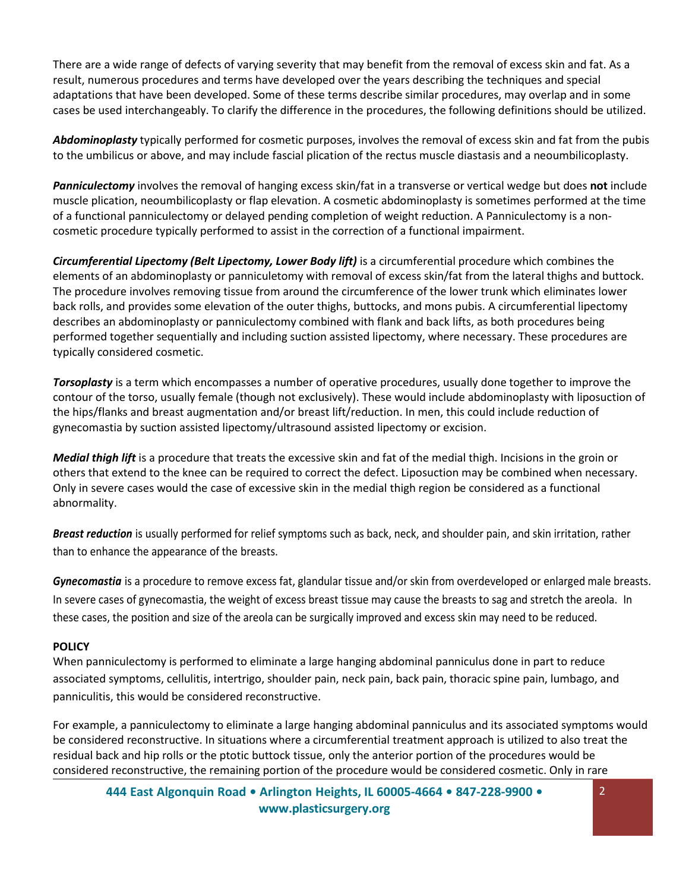There are a wide range of defects of varying severity that may benefit from the removal of excess skin and fat. As a result, numerous procedures and terms have developed over the years describing the techniques and special adaptations that have been developed. Some of these terms describe similar procedures, may overlap and in some cases be used interchangeably. To clarify the difference in the procedures, the following definitions should be utilized.

***Abdominoplasty*** typically performed for cosmetic purposes, involves the removal of excess skin and fat from the pubis to the umbilicus or above, and may include fascial plication of the rectus muscle diastasis and a neoumbilicoplasty.

***Panniculectomy*** involves the removal of hanging excess skin/fat in a transverse or vertical wedge but does **not** include muscle plication, neoumbilicoplasty or flap elevation. A cosmetic abdominoplasty is sometimes performed at the time of a functional panniculectomy or delayed pending completion of weight reduction. A Panniculectomy is a non-cosmetic procedure typically performed to assist in the correction of a functional impairment.

***Circumferential Lipectomy (Belt Lipectomy, Lower Body lift)*** is a circumferential procedure which combines the elements of an abdominoplasty or panniculetomy with removal of excess skin/fat from the lateral thighs and buttock. The procedure involves removing tissue from around the circumference of the lower trunk which eliminates lower back rolls, and provides some elevation of the outer thighs, buttocks, and mons pubis. A circumferential lipectomy describes an abdominoplasty or panniculectomy combined with flank and back lifts, as both procedures being performed together sequentially and including suction assisted lipectomy, where necessary. These procedures are typically considered cosmetic.

***Torsoplasty*** is a term which encompasses a number of operative procedures, usually done together to improve the contour of the torso, usually female (though not exclusively). These would include abdominoplasty with liposuction of the hips/flanks and breast augmentation and/or breast lift/reduction. In men, this could include reduction of gynecomastia by suction assisted lipectomy/ultrasound assisted lipectomy or excision.

***Medial thigh lift*** is a procedure that treats the excessive skin and fat of the medial thigh. Incisions in the groin or others that extend to the knee can be required to correct the defect. Liposuction may be combined when necessary. Only in severe cases would the case of excessive skin in the medial thigh region be considered as a functional abnormality.

***Breast reduction*** is usually performed for relief symptoms such as back, neck, and shoulder pain, and skin irritation, rather than to enhance the appearance of the breasts.

***Gynecomastia*** is a procedure to remove excess fat, glandular tissue and/or skin from overdeveloped or enlarged male breasts. In severe cases of gynecomastia, the weight of excess breast tissue may cause the breasts to sag and stretch the areola. In these cases, the position and size of the areola can be surgically improved and excess skin may need to be reduced.

**POLICY**

When panniculectomy is performed to eliminate a large hanging abdominal panniculus done in part to reduce associated symptoms, cellulitis, intertrigo, shoulder pain, neck pain, back pain, thoracic spine pain, lumbago, and panniculitis, this would be considered reconstructive.

For example, a panniculectomy to eliminate a large hanging abdominal panniculus and its associated symptoms would be considered reconstructive. In situations where a circumferential treatment approach is utilized to also treat the residual back and hip rolls or the ptotic buttock tissue, only the anterior portion of the procedures would be considered reconstructive, the remaining portion of the procedure would be considered cosmetic. Only in rare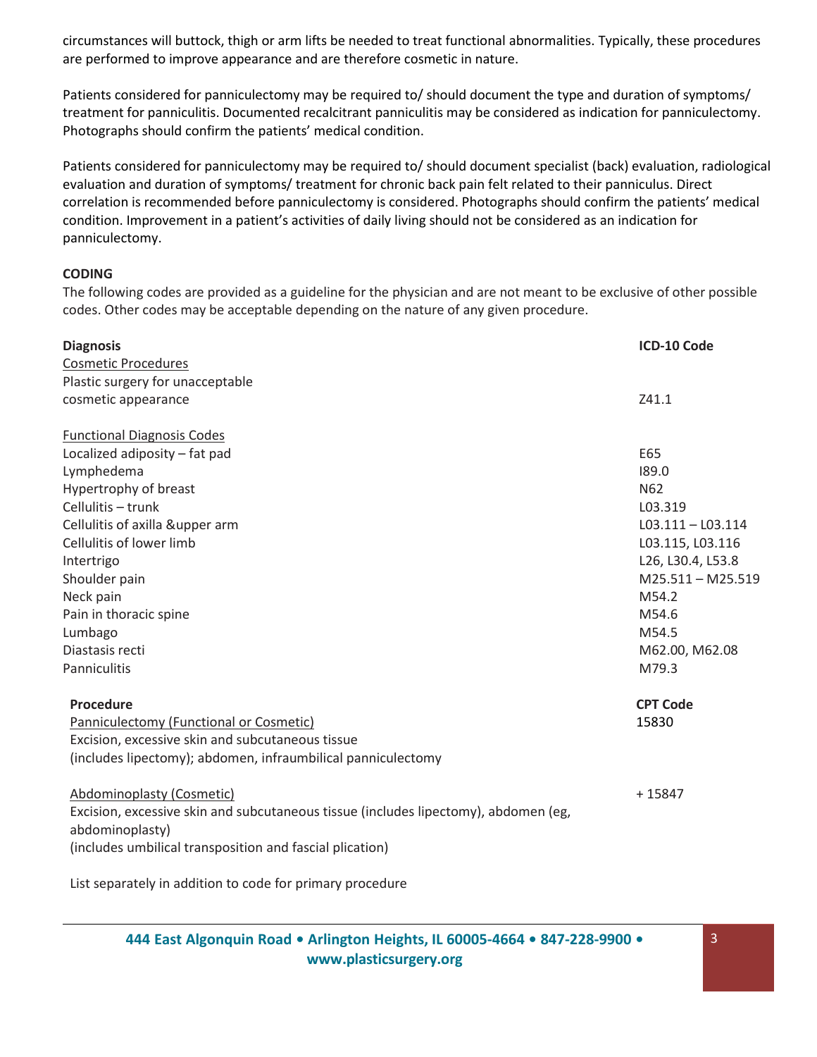circumstances will buttock, thigh or arm lifts be needed to treat functional abnormalities. Typically, these procedures are performed to improve appearance and are therefore cosmetic in nature.

Patients considered for panniculectomy may be required to/ should document the type and duration of symptoms/ treatment for panniculitis. Documented recalcitrant panniculitis may be considered as indication for panniculectomy. Photographs should confirm the patients' medical condition.

Patients considered for panniculectomy may be required to/ should document specialist (back) evaluation, radiological evaluation and duration of symptoms/ treatment for chronic back pain felt related to their panniculus. Direct correlation is recommended before panniculectomy is considered. Photographs should confirm the patients' medical condition. Improvement in a patient's activities of daily living should not be considered as an indication for panniculectomy.

## CODING

The following codes are provided as a guideline for the physician and are not meant to be exclusive of other possible codes. Other codes may be acceptable depending on the nature of any given procedure.

| Diagnosis | ICD-10 Code |
|---|---|
| Cosmetic Procedures | |
| Plastic surgery for unacceptable cosmetic appearance | Z41.1 |
| Functional Diagnosis Codes | |
| Localized adiposity – fat pad | E65 |
| Lymphedema | I89.0 |
| Hypertrophy of breast | N62 |
| Cellulitis – trunk | L03.319 |
| Cellulitis of axilla &upper arm | L03.111 – L03.114 |
| Cellulitis of lower limb | L03.115, L03.116 |
| Intertrigo | L26, L30.4, L53.8 |
| Shoulder pain | M25.511 – M25.519 |
| Neck pain | M54.2 |
| Pain in thoracic spine | M54.6 |
| Lumbago | M54.5 |
| Diastasis recti | M62.00, M62.08 |
| Panniculitis | M79.3 |

| Procedure | CPT Code |
|---|---|
| Panniculectomy (Functional or Cosmetic)<br>Excision, excessive skin and subcutaneous tissue (includes lipectomy); abdomen, infraumbilical panniculectomy | 15830 |
| Abdominoplasty (Cosmetic)<br>Excision, excessive skin and subcutaneous tissue (includes lipectomy), abdomen (eg, abdominoplasty)<br>(includes umbilical transposition and fascial plication) | + 15847 |

List separately in addition to code for primary procedure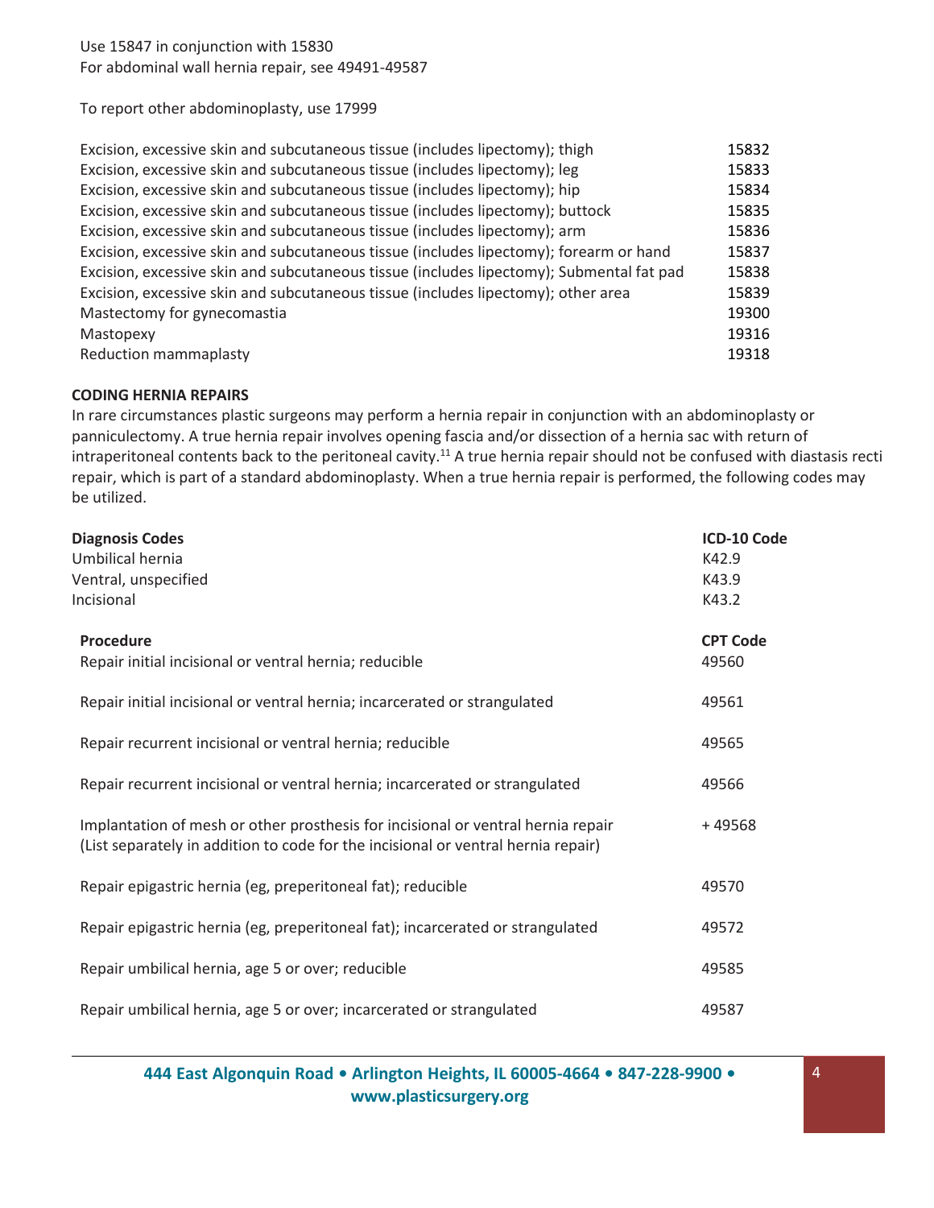Use 15847 in conjunction with 15830
For abdominal wall hernia repair, see 49491-49587

To report other abdominoplasty, use 17999

| | |
|---|---|
| Excision, excessive skin and subcutaneous tissue (includes lipectomy); thigh | 15832 |
| Excision, excessive skin and subcutaneous tissue (includes lipectomy); leg | 15833 |
| Excision, excessive skin and subcutaneous tissue (includes lipectomy); hip | 15834 |
| Excision, excessive skin and subcutaneous tissue (includes lipectomy); buttock | 15835 |
| Excision, excessive skin and subcutaneous tissue (includes lipectomy); arm | 15836 |
| Excision, excessive skin and subcutaneous tissue (includes lipectomy); forearm or hand | 15837 |
| Excision, excessive skin and subcutaneous tissue (includes lipectomy); Submental fat pad | 15838 |
| Excision, excessive skin and subcutaneous tissue (includes lipectomy); other area | 15839 |
| Mastectomy for gynecomastia | 19300 |
| Mastopexy | 19316 |
| Reduction mammaplasty | 19318 |

**CODING HERNIA REPAIRS**

In rare circumstances plastic surgeons may perform a hernia repair in conjunction with an abdominoplasty or panniculectomy. A true hernia repair involves opening fascia and/or dissection of a hernia sac with return of intraperitoneal contents back to the peritoneal cavity.[11] A true hernia repair should not be confused with diastasis recti repair, which is part of a standard abdominoplasty. When a true hernia repair is performed, the following codes may be utilized.

| **Diagnosis Codes** | **ICD-10 Code** |
|---|---|
| Umbilical hernia | K42.9 |
| Ventral, unspecified | K43.9 |
| Incisional | K43.2 |

| **Procedure** | **CPT Code** |
|---|---|
| Repair initial incisional or ventral hernia; reducible | 49560 |
| Repair initial incisional or ventral hernia; incarcerated or strangulated | 49561 |
| Repair recurrent incisional or ventral hernia; reducible | 49565 |
| Repair recurrent incisional or ventral hernia; incarcerated or strangulated | 49566 |
| Implantation of mesh or other prosthesis for incisional or ventral hernia repair (List separately in addition to code for the incisional or ventral hernia repair) | + 49568 |
| Repair epigastric hernia (eg, preperitoneal fat); reducible | 49570 |
| Repair epigastric hernia (eg, preperitoneal fat); incarcerated or strangulated | 49572 |
| Repair umbilical hernia, age 5 or over; reducible | 49585 |
| Repair umbilical hernia, age 5 or over; incarcerated or strangulated | 49587 |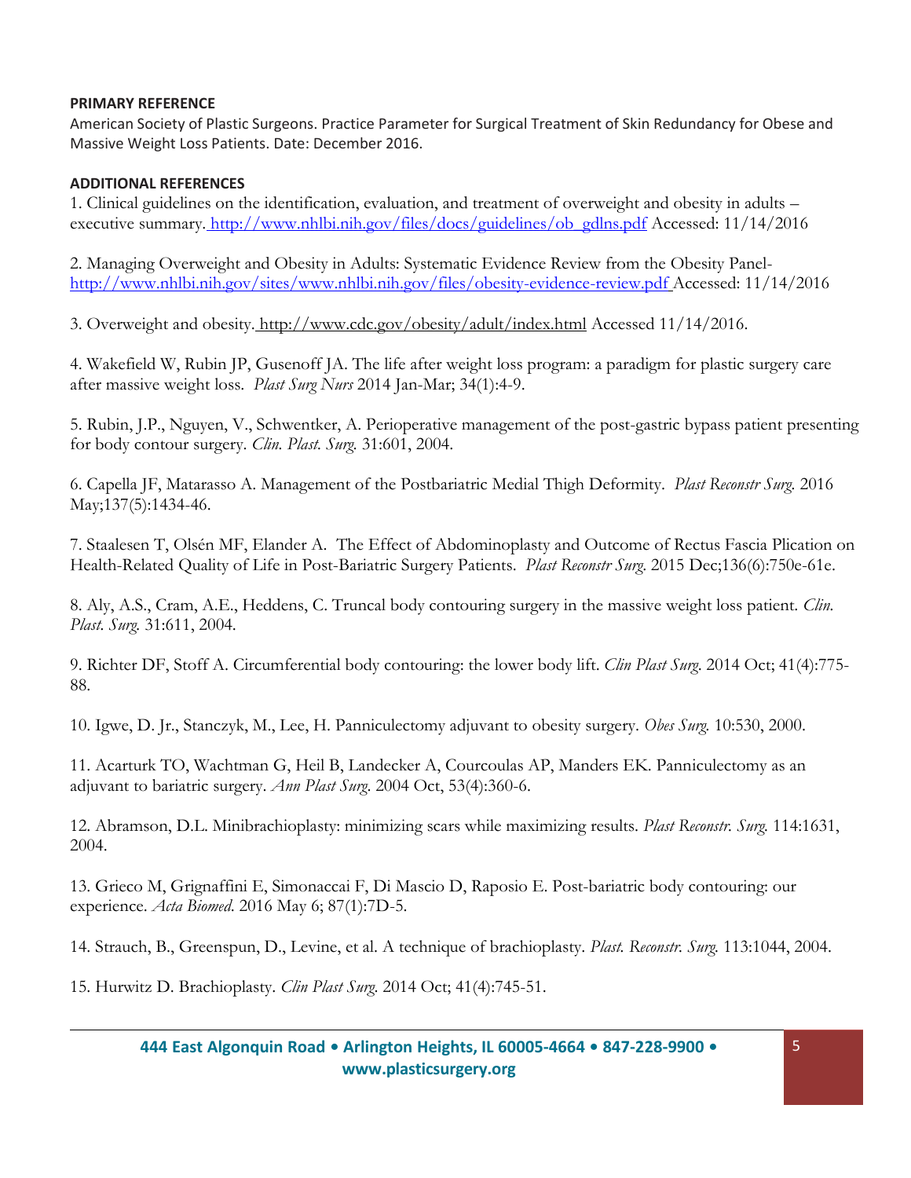**PRIMARY REFERENCE**

American Society of Plastic Surgeons. Practice Parameter for Surgical Treatment of Skin Redundancy for Obese and Massive Weight Loss Patients. Date: December 2016.

**ADDITIONAL REFERENCES**

1. Clinical guidelines on the identification, evaluation, and treatment of overweight and obesity in adults – executive summary. http://www.nhlbi.nih.gov/files/docs/guidelines/ob_gdlns.pdf Accessed: 11/14/2016

2. Managing Overweight and Obesity in Adults: Systematic Evidence Review from the Obesity Panel- http://www.nhlbi.nih.gov/sites/www.nhlbi.nih.gov/files/obesity-evidence-review.pdf Accessed: 11/14/2016

3. Overweight and obesity. http://www.cdc.gov/obesity/adult/index.html Accessed 11/14/2016.

4. Wakefield W, Rubin JP, Gusenoff JA. The life after weight loss program: a paradigm for plastic surgery care after massive weight loss. *Plast Surg Nurs* 2014 Jan-Mar; 34(1):4-9.

5. Rubin, J.P., Nguyen, V., Schwentker, A. Perioperative management of the post-gastric bypass patient presenting for body contour surgery. *Clin. Plast. Surg.* 31:601, 2004.

6. Capella JF, Matarasso A. Management of the Postbariatric Medial Thigh Deformity. *Plast Reconstr Surg.* 2016 May;137(5):1434-46.

7. Staalesen T, Olsén MF, Elander A. The Effect of Abdominoplasty and Outcome of Rectus Fascia Plication on Health-Related Quality of Life in Post-Bariatric Surgery Patients. *Plast Reconstr Surg.* 2015 Dec;136(6):750e-61e.

8. Aly, A.S., Cram, A.E., Heddens, C. Truncal body contouring surgery in the massive weight loss patient. *Clin. Plast. Surg.* 31:611, 2004.

9. Richter DF, Stoff A. Circumferential body contouring: the lower body lift. *Clin Plast Surg*. 2014 Oct; 41(4):775-88.

10. Igwe, D. Jr., Stanczyk, M., Lee, H. Panniculectomy adjuvant to obesity surgery. *Obes Surg.* 10:530, 2000.

11. Acarturk TO, Wachtman G, Heil B, Landecker A, Courcoulas AP, Manders EK. Panniculectomy as an adjuvant to bariatric surgery. *Ann Plast Surg*. 2004 Oct, 53(4):360-6.

12. Abramson, D.L. Minibrachioplasty: minimizing scars while maximizing results. *Plast Reconstr. Surg.* 114:1631, 2004.

13. Grieco M, Grignaffini E, Simonaccai F, Di Mascio D, Raposio E. Post-bariatric body contouring: our experience. *Acta Biomed.* 2016 May 6; 87(1):7D-5.

14. Strauch, B., Greenspun, D., Levine, et al. A technique of brachioplasty. *Plast. Reconstr. Surg.* 113:1044, 2004.

15. Hurwitz D. Brachioplasty. *Clin Plast Surg.* 2014 Oct; 41(4):745-51.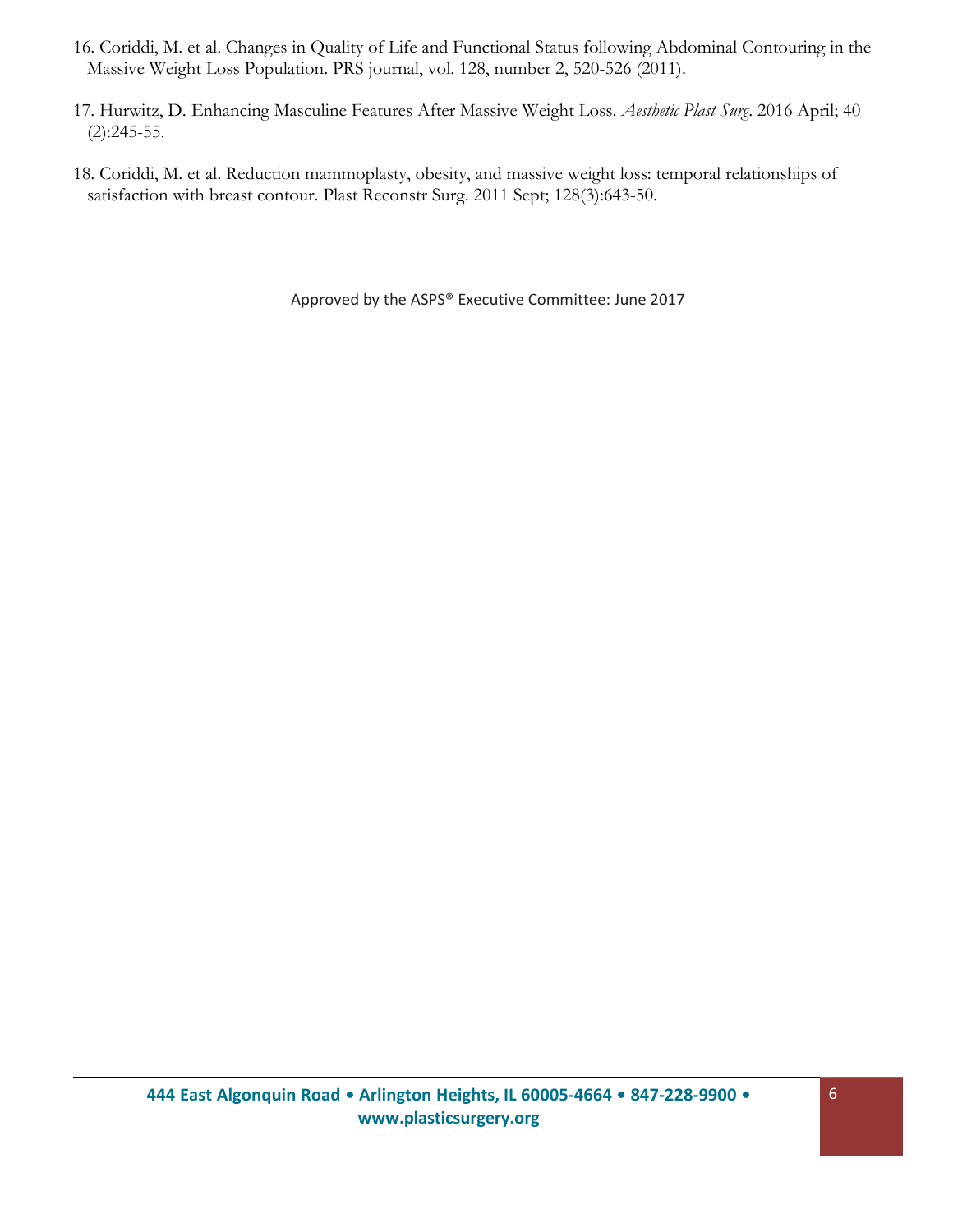16. Coriddi, M. et al. Changes in Quality of Life and Functional Status following Abdominal Contouring in the Massive Weight Loss Population. PRS journal, vol. 128, number 2, 520-526 (2011).

17. Hurwitz, D. Enhancing Masculine Features After Massive Weight Loss. *Aesthetic Plast Surg*. 2016 April; 40 (2):245-55.

18. Coriddi, M. et al. Reduction mammoplasty, obesity, and massive weight loss: temporal relationships of satisfaction with breast contour. Plast Reconstr Surg. 2011 Sept; 128(3):643-50.

Approved by the ASPS® Executive Committee: June 2017

**444 East Algonquin Road • Arlington Heights, IL 60005-4664 • 847-228-9900 • www.plasticsurgery.org**